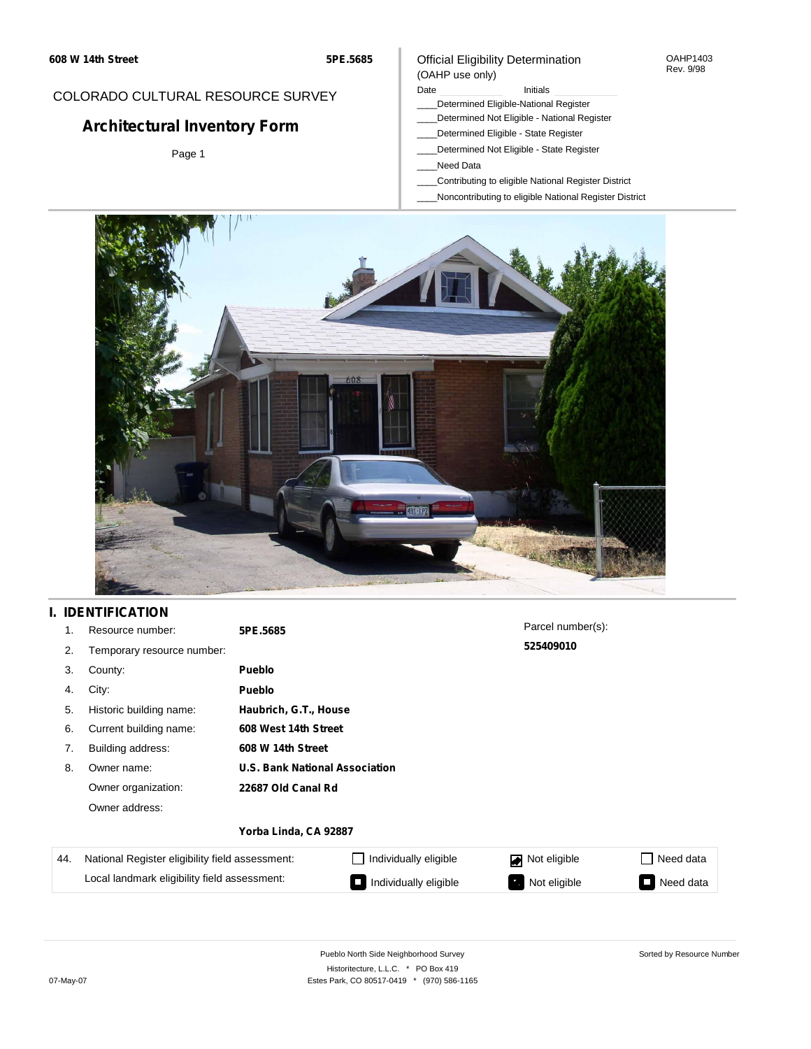608 W 14th Street 5PE.5685

COLORADO CULTURAL RESOURCE SURVEY

# Architectural Inventory Form

Official Eligibility Determination
(OAHP use only)

OAHP1403
Rev. 9/98

Date ______ Initials ______

____Determined Eligible-National Register
____Determined Not Eligible - National Register
____Determined Eligible - State Register
____Determined Not Eligible - State Register
____Need Data
____Contributing to eligible National Register District
____Noncontributing to eligible National Register District

## I. IDENTIFICATION

| | | | |
|---|---|---|---|
| 1. | Resource number: | **5PE.5685** | |
| 2. | Temporary resource number: | | |
| 3. | County: | **Pueblo** | |
| 4. | City: | **Pueblo** | |
| 5. | Historic building name: | **Haubrich, G.T., House** | |
| 6. | Current building name: | **608 West 14th Street** | |
| 7. | Building address: | **608 W 14th Street** | |
| 8. | Owner name: | **U.S. Bank National Association** | |
| | Owner organization: | **22687 Old Canal Rd** | |
| | Owner address: | **Yorba Linda, CA 92887** | |

Parcel number(s): **525409010**

| 44. | | | | |
|---|---|---|---|---|
| National Register eligibility field assessment: | ☐ Individually eligible | ☑ Not eligible | ☐ Need data |
| Local landmark eligibility field assessment: | ☐ Individually eligible | ☐ Not eligible | ☐ Need data |

Pueblo North Side Neighborhood Survey
Historitecture, L.L.C. * PO Box 419
Estes Park, CO 80517-0419 * (970) 586-1165

Sorted by Resource Number

07-May-07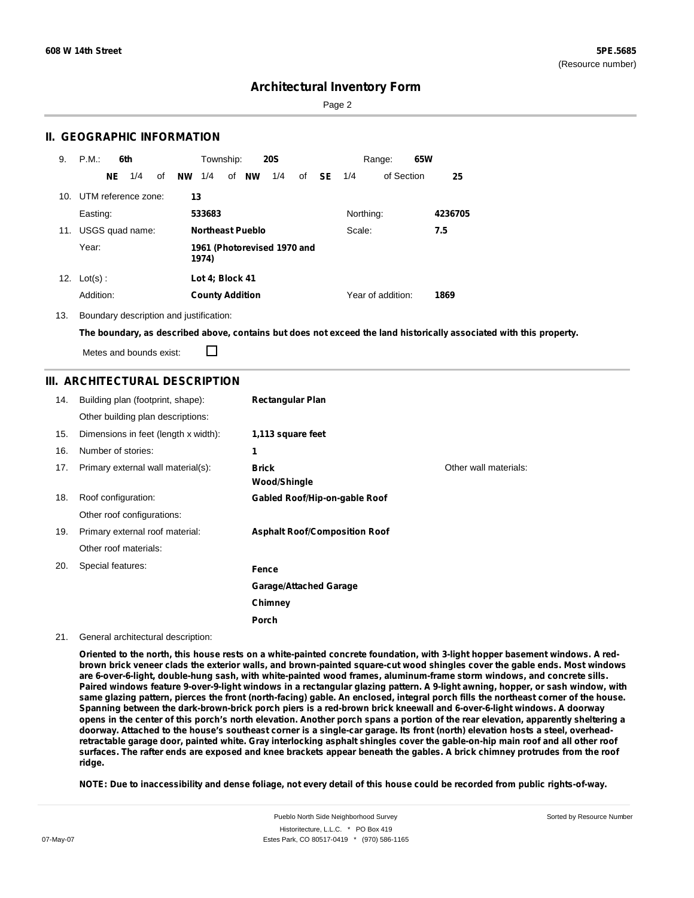## II. GEOGRAPHIC INFORMATION

9. P.M.: **6th** Township: **20S** Range: **65W**
   **NE** 1/4 of **NW** 1/4 of **NW** 1/4 of **SE** 1/4 of Section **25**

10. UTM reference zone: **13**
    Easting: **533683** Northing: **4236705**

11. USGS quad name: **Northeast Pueblo** Scale: **7.5**
    Year: **1961 (Photorevised 1970 and 1974)**

12. Lot(s): **Lot 4; Block 41**
    Addition: **County Addition** Year of addition: **1869**

13. Boundary description and justification:

**The boundary, as described above, contains but does not exceed the land historically associated with this property.**

Metes and bounds exist: ☐

## III. ARCHITECTURAL DESCRIPTION

14. Building plan (footprint, shape): **Rectangular Plan**
    Other building plan descriptions:
15. Dimensions in feet (length x width): **1,113 square feet**
16. Number of stories: **1**
17. Primary external wall material(s): **Brick**, **Wood/Shingle**
    Other wall materials:
18. Roof configuration: **Gabled Roof/Hip-on-gable Roof**
    Other roof configurations:
19. Primary external roof material: **Asphalt Roof/Composition Roof**
    Other roof materials:
20. Special features: **Fence**, **Garage/Attached Garage**, **Chimney**, **Porch**
21. General architectural description:

**Oriented to the north, this house rests on a white-painted concrete foundation, with 3-light hopper basement windows. A red-brown brick veneer clads the exterior walls, and brown-painted square-cut wood shingles cover the gable ends. Most windows are 6-over-6-light, double-hung sash, with white-painted wood frames, aluminum-frame storm windows, and concrete sills. Paired windows feature 9-over-9-light windows in a rectangular glazing pattern. A 9-light awning, hopper, or sash window, with same glazing pattern, pierces the front (north-facing) gable. An enclosed, integral porch fills the northeast corner of the house. Spanning between the dark-brown-brick porch piers is a red-brown brick kneewall and 6-over-6-light windows. A doorway opens in the center of this porch's north elevation. Another porch spans a portion of the rear elevation, apparently sheltering a doorway. Attached to the house's southeast corner is a single-car garage. Its front (north) elevation hosts a steel, overhead-retractable garage door, painted white. Gray interlocking asphalt shingles cover the gable-on-hip main roof and all other roof surfaces. The rafter ends are exposed and knee brackets appear beneath the gables. A brick chimney protrudes from the roof ridge.**

**NOTE: Due to inaccessibility and dense foliage, not every detail of this house could be recorded from public rights-of-way.**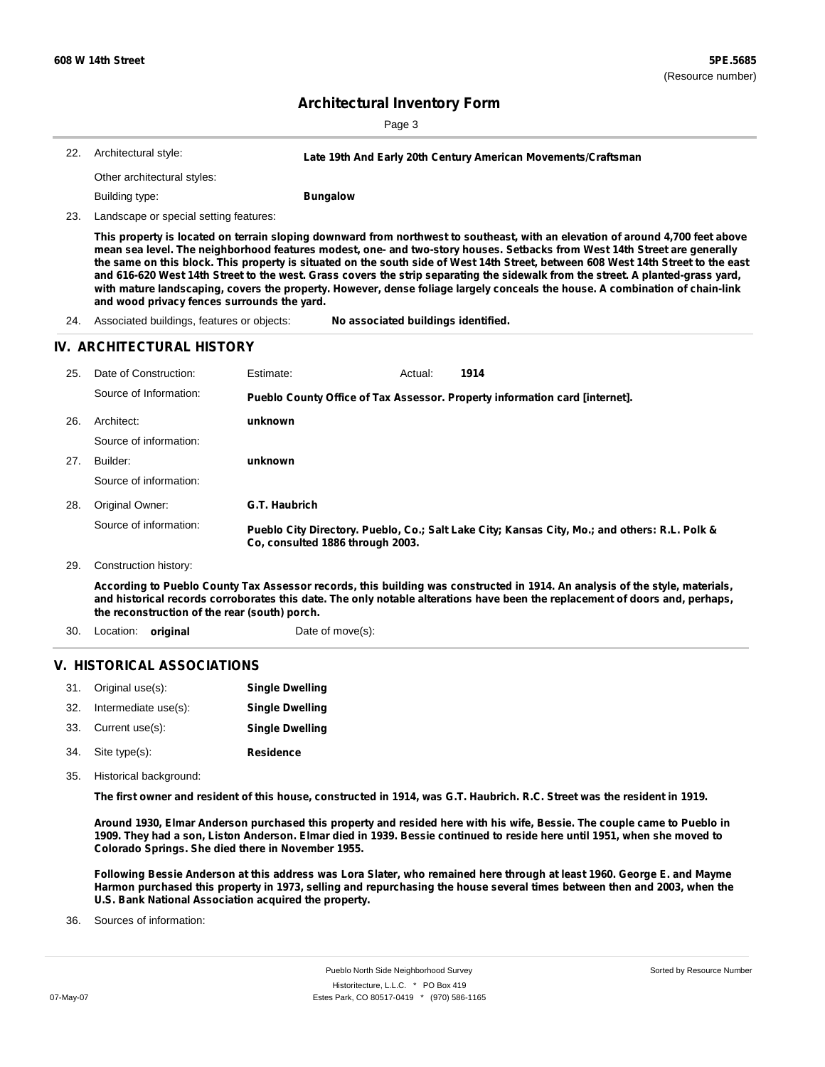**608 W 14th Street** **5PE.5685**
(Resource number)

# Architectural Inventory Form

22. Architectural style: **Late 19th And Early 20th Century American Movements/Craftsman**

    Other architectural styles:

    Building type: **Bungalow**

23. Landscape or special setting features:

    **This property is located on terrain sloping downward from northwest to southeast, with an elevation of around 4,700 feet above mean sea level. The neighborhood features modest, one- and two-story houses. Setbacks from West 14th Street are generally the same on this block. This property is situated on the south side of West 14th Street, between 608 West 14th Street to the east and 616-620 West 14th Street to the west. Grass covers the strip separating the sidewalk from the street. A planted-grass yard, with mature landscaping, covers the property. However, dense foliage largely conceals the house. A combination of chain-link and wood privacy fences surrounds the yard.**

24. Associated buildings, features or objects: **No associated buildings identified.**

## IV. ARCHITECTURAL HISTORY

25. Date of Construction: Estimate: Actual: **1914**

    Source of Information: **Pueblo County Office of Tax Assessor. Property information card [internet].**

26. Architect: **unknown**

    Source of information:

27. Builder: **unknown**

    Source of information:

28. Original Owner: **G.T. Haubrich**

    Source of information: **Pueblo City Directory. Pueblo, Co.; Salt Lake City; Kansas City, Mo.; and others: R.L. Polk & Co, consulted 1886 through 2003.**

29. Construction history:

    **According to Pueblo County Tax Assessor records, this building was constructed in 1914. An analysis of the style, materials, and historical records corroborates this date. The only notable alterations have been the replacement of doors and, perhaps, the reconstruction of the rear (south) porch.**

30. Location: **original** Date of move(s):

## V. HISTORICAL ASSOCIATIONS

31. Original use(s): **Single Dwelling**
32. Intermediate use(s): **Single Dwelling**
33. Current use(s): **Single Dwelling**
34. Site type(s): **Residence**
35. Historical background:

    **The first owner and resident of this house, constructed in 1914, was G.T. Haubrich. R.C. Street was the resident in 1919.**

    **Around 1930, Elmar Anderson purchased this property and resided here with his wife, Bessie. The couple came to Pueblo in 1909. They had a son, Liston Anderson. Elmar died in 1939. Bessie continued to reside here until 1951, when she moved to Colorado Springs. She died there in November 1955.**

    **Following Bessie Anderson at this address was Lora Slater, who remained here through at least 1960. George E. and Mayme Harmon purchased this property in 1973, selling and repurchasing the house several times between then and 2003, when the U.S. Bank National Association acquired the property.**

36. Sources of information: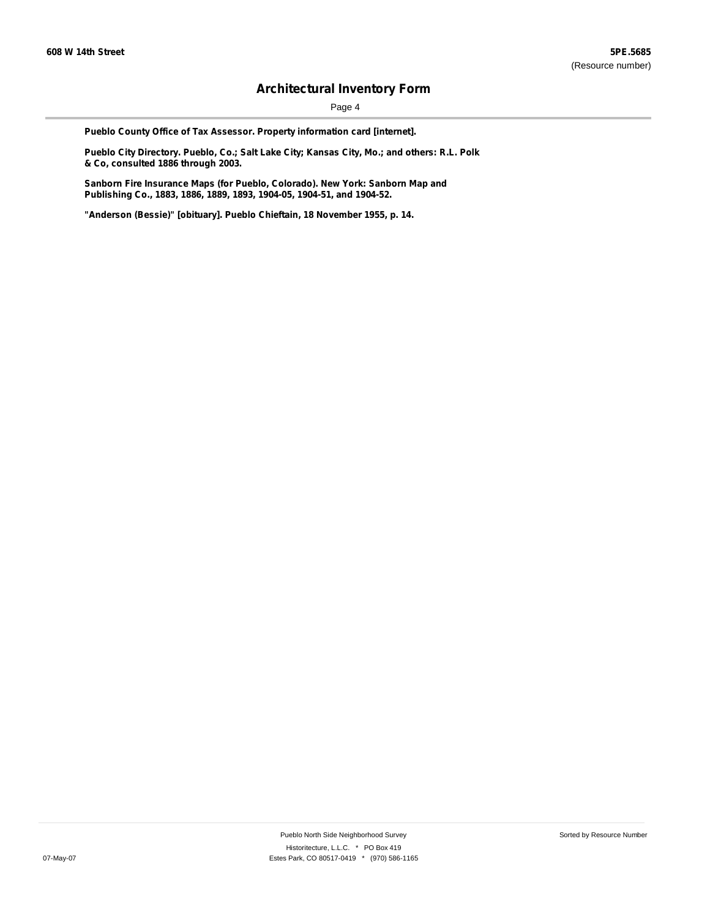**Pueblo County Office of Tax Assessor. Property information card [internet].**

**Pueblo City Directory. Pueblo, Co.; Salt Lake City; Kansas City, Mo.; and others: R.L. Polk & Co, consulted 1886 through 2003.**

**Sanborn Fire Insurance Maps (for Pueblo, Colorado). New York: Sanborn Map and Publishing Co., 1883, 1886, 1889, 1893, 1904-05, 1904-51, and 1904-52.**

**"Anderson (Bessie)" [obituary]. Pueblo Chieftain, 18 November 1955, p. 14.**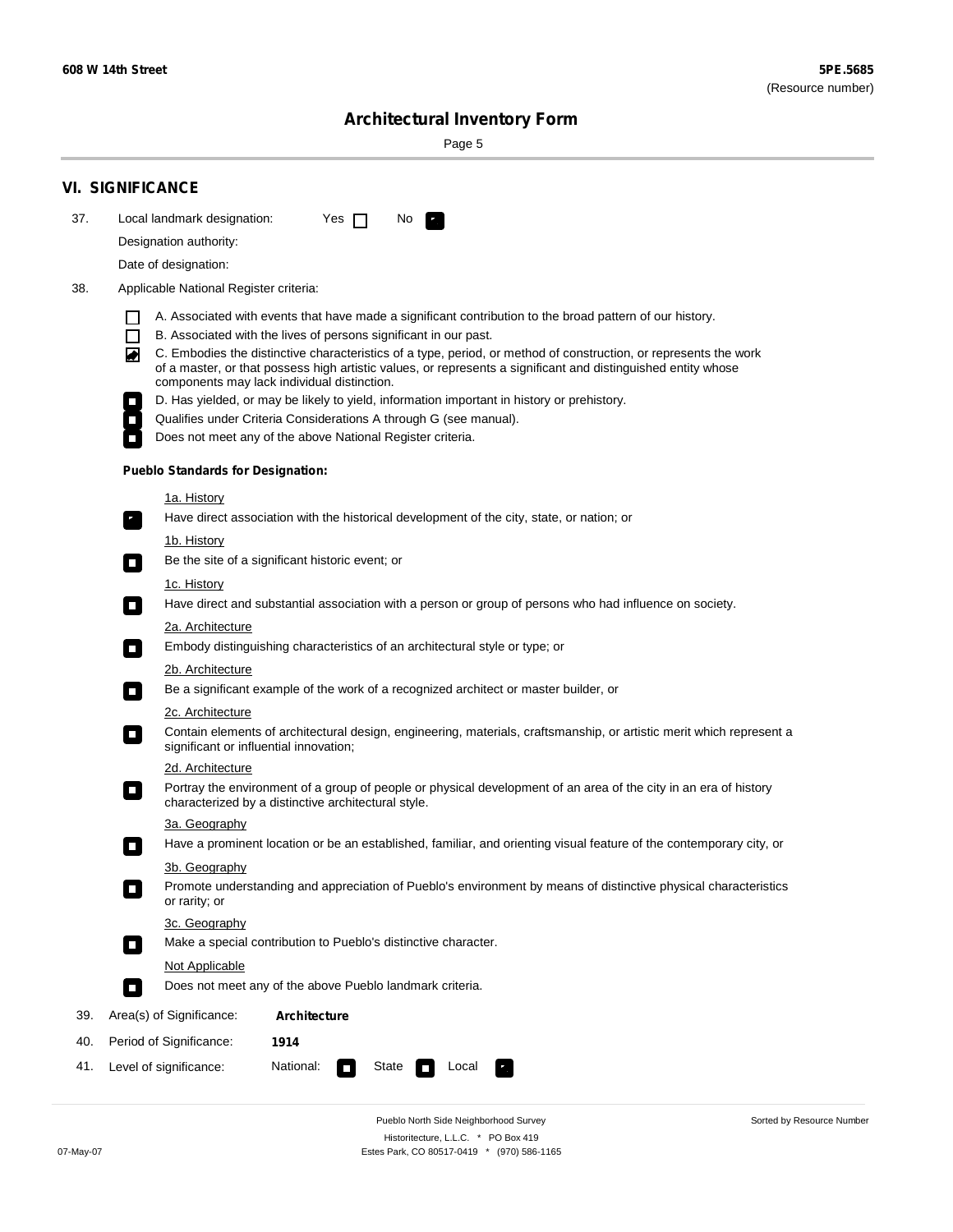**608 W 14th Street** **5PE.5685**
(Resource number)

# Architectural Inventory Form

## VI. SIGNIFICANCE

37. Local landmark designation: Yes ☐ No ☑

Designation authority:

Date of designation:

38. Applicable National Register criteria:

☐ A. Associated with events that have made a significant contribution to the broad pattern of our history.
☐ B. Associated with the lives of persons significant in our past.
☑ C. Embodies the distinctive characteristics of a type, period, or method of construction, or represents the work of a master, or that possess high artistic values, or represents a significant and distinguished entity whose components may lack individual distinction.
☐ D. Has yielded, or may be likely to yield, information important in history or prehistory.
☐ Qualifies under Criteria Considerations A through G (see manual).
☐ Does not meet any of the above National Register criteria.

**Pueblo Standards for Designation:**

1a. History
☑ Have direct association with the historical development of the city, state, or nation; or

1b. History
☐ Be the site of a significant historic event; or

1c. History
☐ Have direct and substantial association with a person or group of persons who had influence on society.

2a. Architecture
☐ Embody distinguishing characteristics of an architectural style or type; or

2b. Architecture
☐ Be a significant example of the work of a recognized architect or master builder, or

2c. Architecture
☐ Contain elements of architectural design, engineering, materials, craftsmanship, or artistic merit which represent a significant or influential innovation;

2d. Architecture
☐ Portray the environment of a group of people or physical development of an area of the city in an era of history characterized by a distinctive architectural style.

3a. Geography
☐ Have a prominent location or be an established, familiar, and orienting visual feature of the contemporary city, or

3b. Geography
☐ Promote understanding and appreciation of Pueblo's environment by means of distinctive physical characteristics or rarity; or

3c. Geography
☐ Make a special contribution to Pueblo's distinctive character.

Not Applicable
☐ Does not meet any of the above Pueblo landmark criteria.

39. Area(s) of Significance: **Architecture**

40. Period of Significance: **1914**

41. Level of significance: National: ☐ State ☐ Local ☑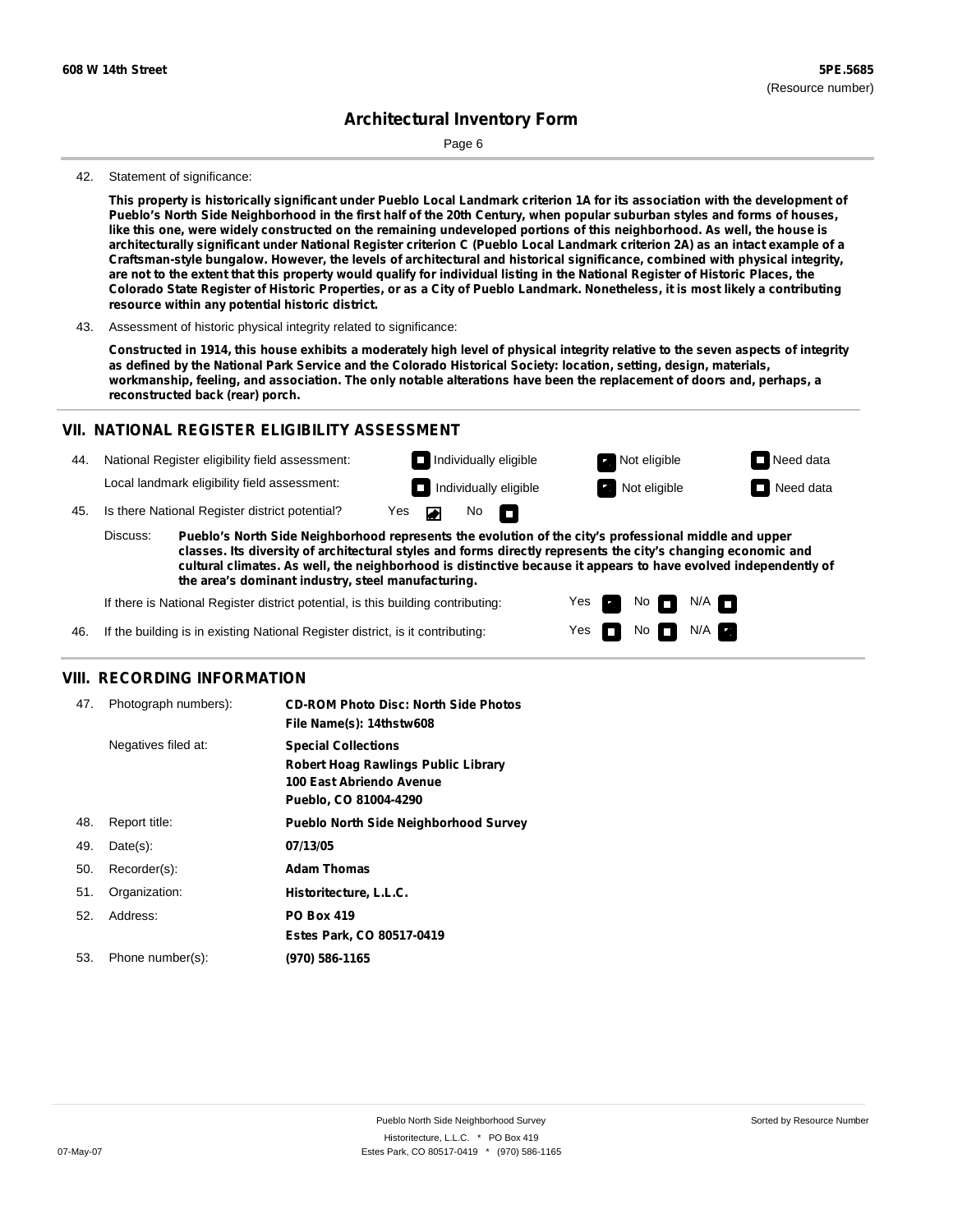608 W 14th Street

**5PE.5685**
(Resource number)

# Architectural Inventory Form

42. Statement of significance:

**This property is historically significant under Pueblo Local Landmark criterion 1A for its association with the development of Pueblo's North Side Neighborhood in the first half of the 20th Century, when popular suburban styles and forms of houses, like this one, were widely constructed on the remaining undeveloped portions of this neighborhood. As well, the house is architecturally significant under National Register criterion C (Pueblo Local Landmark criterion 2A) as an intact example of a Craftsman-style bungalow. However, the levels of architectural and historical significance, combined with physical integrity, are not to the extent that this property would qualify for individual listing in the National Register of Historic Places, the Colorado State Register of Historic Properties, or as a City of Pueblo Landmark. Nonetheless, it is most likely a contributing resource within any potential historic district.**

43. Assessment of historic physical integrity related to significance:

**Constructed in 1914, this house exhibits a moderately high level of physical integrity relative to the seven aspects of integrity as defined by the National Park Service and the Colorado Historical Society: location, setting, design, materials, workmanship, feeling, and association. The only notable alterations have been the replacement of doors and, perhaps, a reconstructed back (rear) porch.**

## VII. NATIONAL REGISTER ELIGIBILITY ASSESSMENT

44. National Register eligibility field assessment: ☐ Individually eligible ☑ Not eligible ☐ Need data

Local landmark eligibility field assessment: ☐ Individually eligible ☑ Not eligible ☐ Need data

45. Is there National Register district potential? Yes ☑ No ☐

Discuss: **Pueblo's North Side Neighborhood represents the evolution of the city's professional middle and upper classes. Its diversity of architectural styles and forms directly represents the city's changing economic and cultural climates. As well, the neighborhood is distinctive because it appears to have evolved independently of the area's dominant industry, steel manufacturing.**

If there is National Register district potential, is this building contributing: Yes ☑ No ☐ N/A ☐

46. If the building is in existing National Register district, is it contributing: Yes ☐ No ☐ N/A ☑

## VIII. RECORDING INFORMATION

47. Photograph numbers): **CD-ROM Photo Disc: North Side Photos**
**File Name(s): 14thstw608**

Negatives filed at: **Special Collections**
**Robert Hoag Rawlings Public Library**
**100 East Abriendo Avenue**
**Pueblo, CO 81004-4290**

48. Report title: **Pueblo North Side Neighborhood Survey**

49. Date(s): **07/13/05**

50. Recorder(s): **Adam Thomas**

51. Organization: **Historitecture, L.L.C.**

52. Address: **PO Box 419**
**Estes Park, CO 80517-0419**

53. Phone number(s): **(970) 586-1165**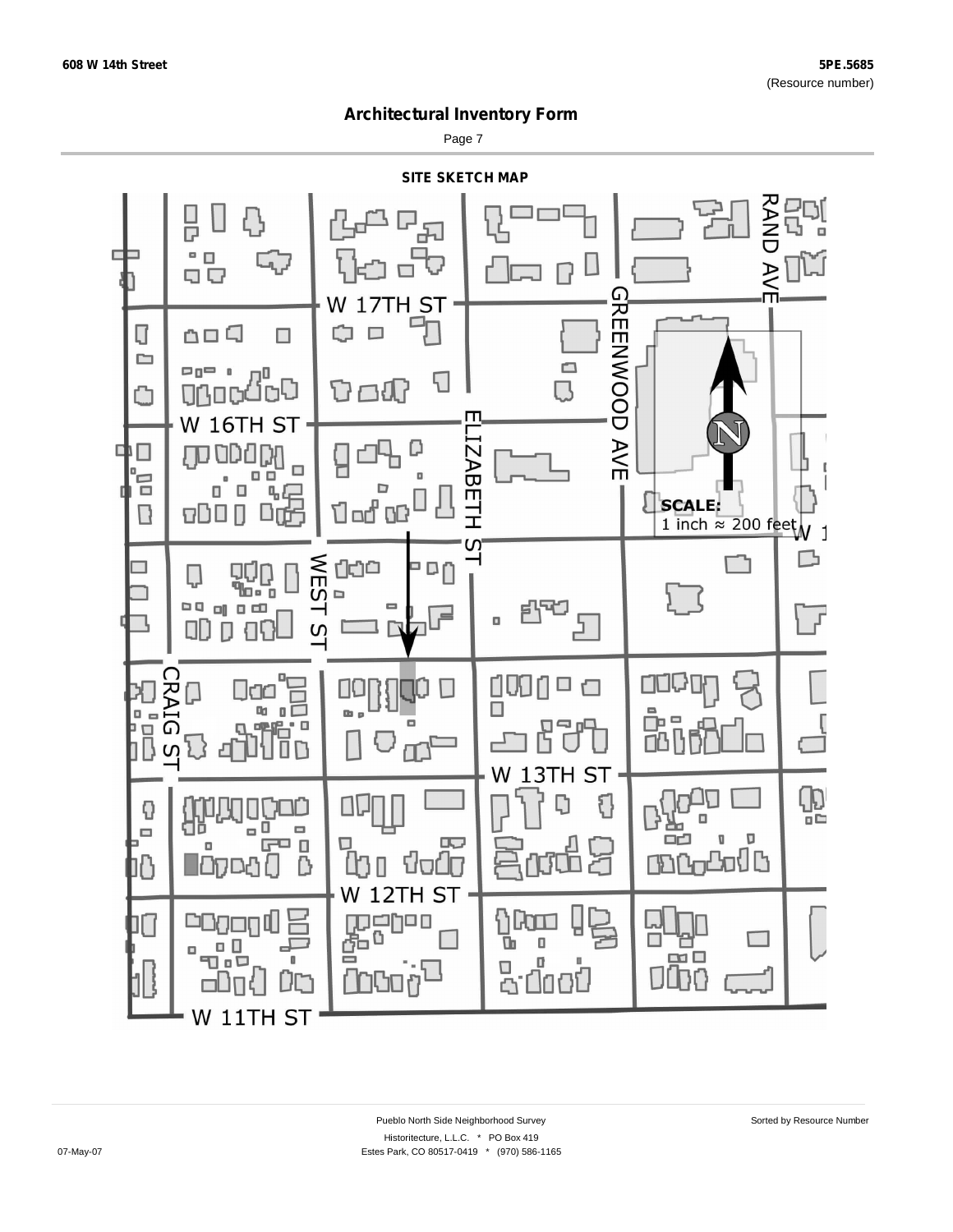# Architectural Inventory Form

## SITE SKETCH MAP

W 17TH ST

W 16TH ST

ELIZABETH ST

GREENWOOD AVE

RAND AVE

WEST ST

CRAIG ST

W 13TH ST

W 12TH ST

W 11TH ST

**SCALE:**
1 inch ≈ 200 feet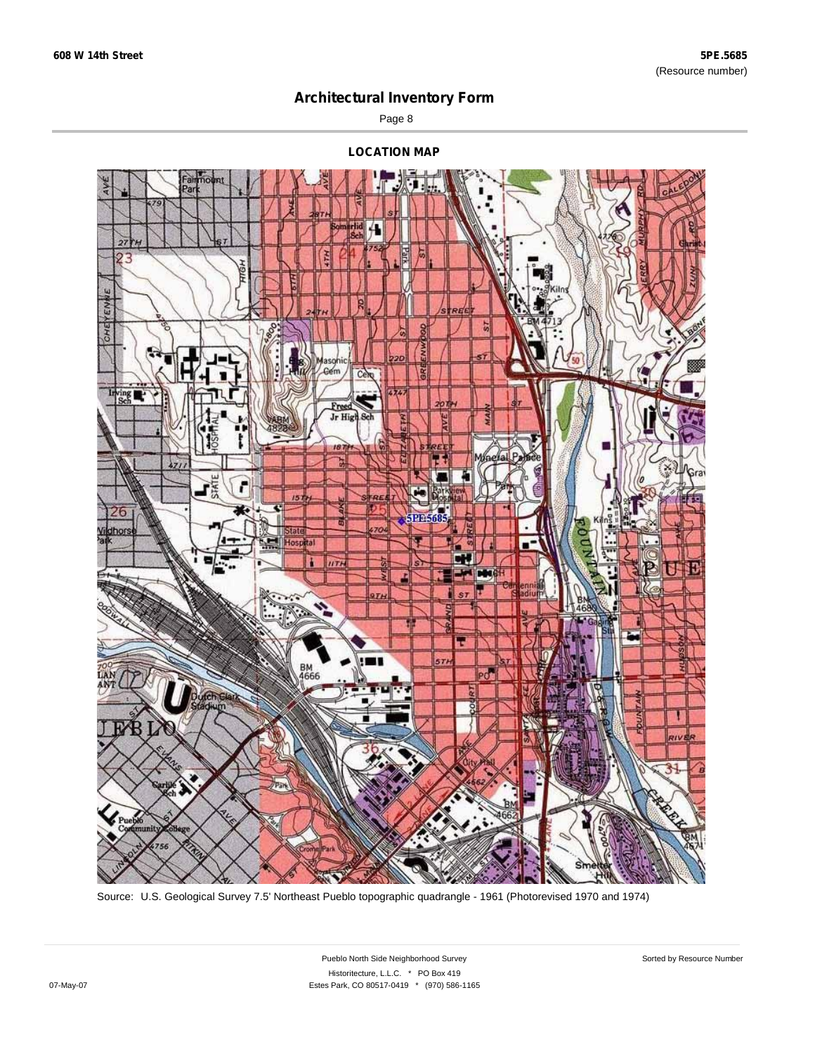## Architectural Inventory Form

### LOCATION MAP

Source: U.S. Geological Survey 7.5' Northeast Pueblo topographic quadrangle - 1961 (Photorevised 1970 and 1974)